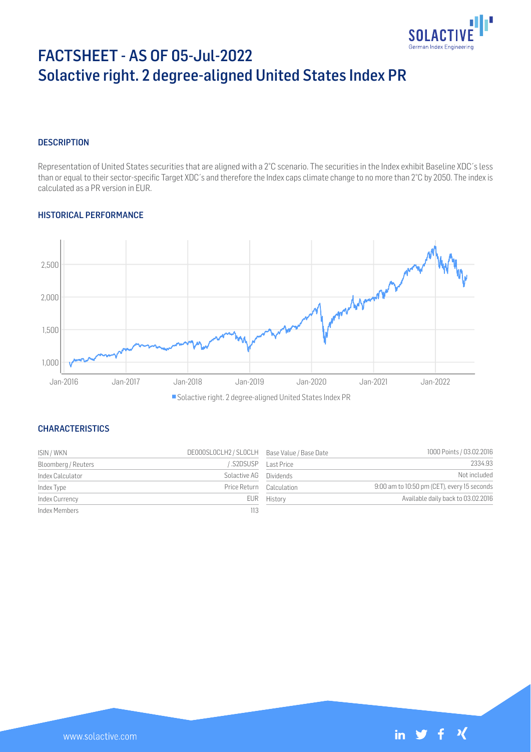# FACTSHEET - AS OF 05-Jul-2022
# Solactive right. 2 degree-aligned United States Index PR

## DESCRIPTION

Representation of United States securities that are aligned with a 2°C scenario. The securities in the Index exhibit Baseline XDC´s less than or equal to their sector-specific Target XDC´s and therefore the Index caps climate change to no more than 2°C by 2050. The index is calculated as a PR version in EUR.

## HISTORICAL PERFORMANCE

Solactive right. 2 degree-aligned United States Index PR

## CHARACTERISTICS

| ISIN / WKN | DE000SL0CLH2 / SL0CLH | Base Value / Base Date | 1000 Points / 03.02.2016 |
|---|---|---|---|
| Bloomberg / Reuters | / .S2DSUSP | Last Price | 2334.93 |
| Index Calculator | Solactive AG | Dividends | Not included |
| Index Type | Price Return | Calculation | 9:00 am to 10:50 pm (CET), every 15 seconds |
| Index Currency | EUR | History | Available daily back to 03.02.2016 |
| Index Members | 113 | | |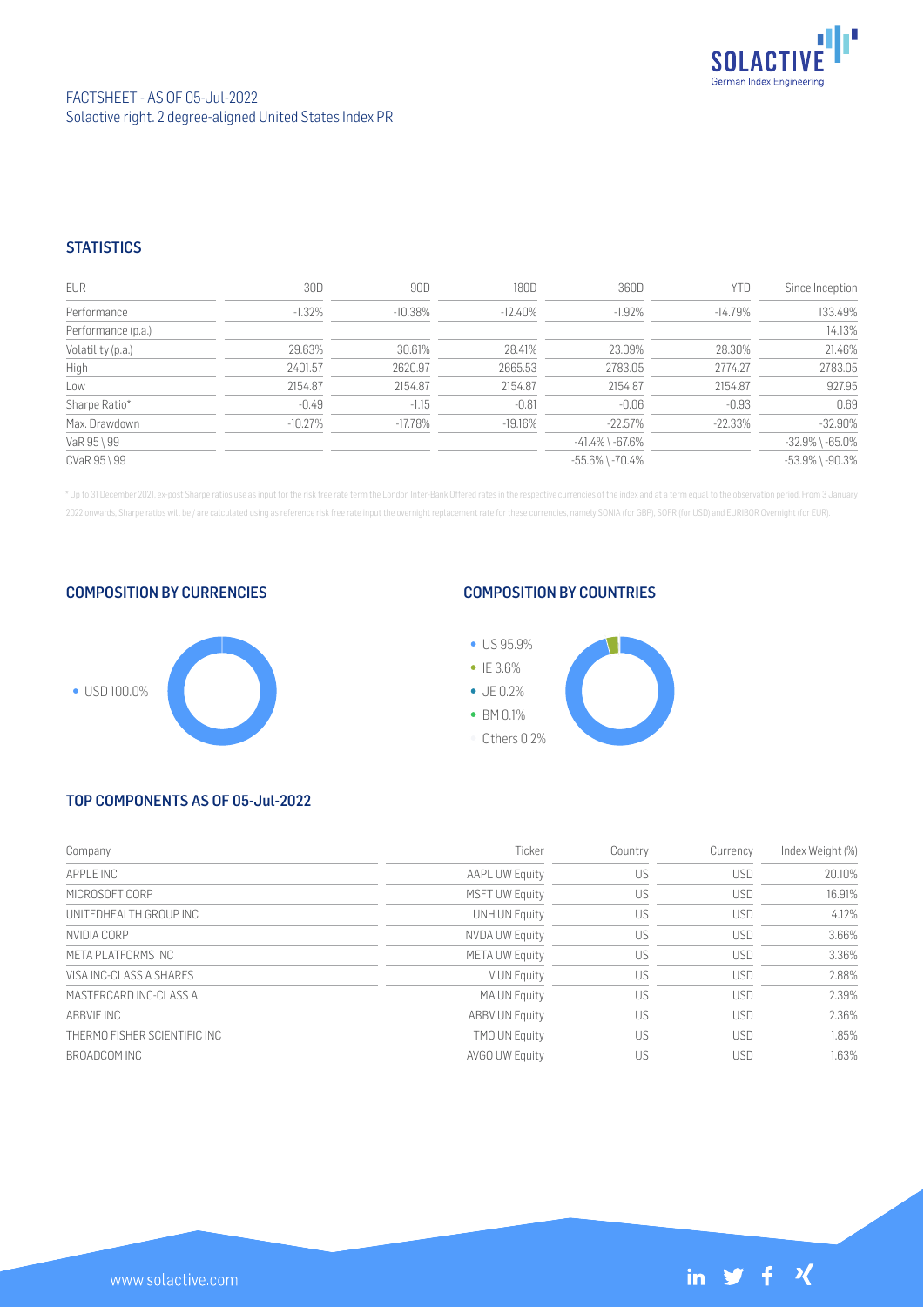FACTSHEET - AS OF 05-Jul-2022
Solactive right. 2 degree-aligned United States Index PR

## STATISTICS

| EUR | 30D | 90D | 180D | 360D | YTD | Since Inception |
|---|---|---|---|---|---|---|
| Performance | -1.32% | -10.38% | -12.40% | -1.92% | -14.79% | 133.49% |
| Performance (p.a.) | | | | | | 14.13% |
| Volatility (p.a.) | 29.63% | 30.61% | 28.41% | 23.09% | 28.30% | 21.46% |
| High | 2401.57 | 2620.97 | 2665.53 | 2783.05 | 2774.27 | 2783.05 |
| Low | 2154.87 | 2154.87 | 2154.87 | 2154.87 | 2154.87 | 927.95 |
| Sharpe Ratio* | -0.49 | -1.15 | -0.81 | -0.06 | -0.93 | 0.69 |
| Max. Drawdown | -10.27% | -17.78% | -19.16% | -22.57% | -22.33% | -32.90% |
| VaR 95 \ 99 | | | | -41.4% \ -67.6% | | -32.9% \ -65.0% |
| CVaR 95 \ 99 | | | | -55.6% \ -70.4% | | -53.9% \ -90.3% |

* Up to 31 December 2021, ex-post Sharpe ratios use as input for the risk free rate term the London Inter-Bank Offered rates in the respective currencies of the index and at a term equal to the observation period. From 3 January 2022 onwards, Sharpe ratios will be / are calculated using as reference risk free rate input the overnight replacement rate for these currencies, namely SONIA (for GBP), SOFR (for USD) and EURIBOR Overnight (for EUR).

## COMPOSITION BY CURRENCIES

- USD 100.0%

## COMPOSITION BY COUNTRIES

- US 95.9%
- IE 3.6%
- JE 0.2%
- BM 0.1%
- Others 0.2%

## TOP COMPONENTS AS OF 05-Jul-2022

| Company | Ticker | Country | Currency | Index Weight (%) |
|---|---|---|---|---|
| APPLE INC | AAPL UW Equity | US | USD | 20.10% |
| MICROSOFT CORP | MSFT UW Equity | US | USD | 16.91% |
| UNITEDHEALTH GROUP INC | UNH UN Equity | US | USD | 4.12% |
| NVIDIA CORP | NVDA UW Equity | US | USD | 3.66% |
| META PLATFORMS INC | META UW Equity | US | USD | 3.36% |
| VISA INC-CLASS A SHARES | V UN Equity | US | USD | 2.88% |
| MASTERCARD INC-CLASS A | MA UN Equity | US | USD | 2.39% |
| ABBVIE INC | ABBV UN Equity | US | USD | 2.36% |
| THERMO FISHER SCIENTIFIC INC | TMO UN Equity | US | USD | 1.85% |
| BROADCOM INC | AVGO UW Equity | US | USD | 1.63% |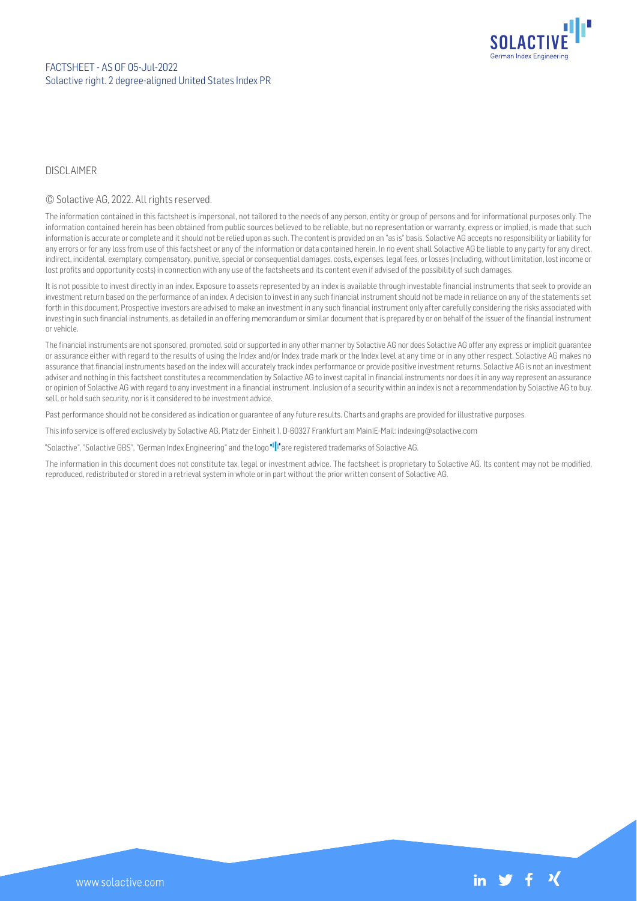## DISCLAIMER

© Solactive AG, 2022. All rights reserved.

The information contained in this factsheet is impersonal, not tailored to the needs of any person, entity or group of persons and for informational purposes only. The information contained herein has been obtained from public sources believed to be reliable, but no representation or warranty, express or implied, is made that such information is accurate or complete and it should not be relied upon as such. The content is provided on an "as is" basis. Solactive AG accepts no responsibility or liability for any errors or for any loss from use of this factsheet or any of the information or data contained herein. In no event shall Solactive AG be liable to any party for any direct, indirect, incidental, exemplary, compensatory, punitive, special or consequential damages, costs, expenses, legal fees, or losses (including, without limitation, lost income or lost profits and opportunity costs) in connection with any use of the factsheets and its content even if advised of the possibility of such damages.

It is not possible to invest directly in an index. Exposure to assets represented by an index is available through investable financial instruments that seek to provide an investment return based on the performance of an index. A decision to invest in any such financial instrument should not be made in reliance on any of the statements set forth in this document. Prospective investors are advised to make an investment in any such financial instrument only after carefully considering the risks associated with investing in such financial instruments, as detailed in an offering memorandum or similar document that is prepared by or on behalf of the issuer of the financial instrument or vehicle.

The financial instruments are not sponsored, promoted, sold or supported in any other manner by Solactive AG nor does Solactive AG offer any express or implicit guarantee or assurance either with regard to the results of using the Index and/or Index trade mark or the Index level at any time or in any other respect. Solactive AG makes no assurance that financial instruments based on the index will accurately track index performance or provide positive investment returns. Solactive AG is not an investment adviser and nothing in this factsheet constitutes a recommendation by Solactive AG to invest capital in financial instruments nor does it in any way represent an assurance or opinion of Solactive AG with regard to any investment in a financial instrument. Inclusion of a security within an index is not a recommendation by Solactive AG to buy, sell, or hold such security, nor is it considered to be investment advice.

Past performance should not be considered as indication or guarantee of any future results. Charts and graphs are provided for illustrative purposes.

This info service is offered exclusively by Solactive AG, Platz der Einheit 1, D-60327 Frankfurt am Main|E-Mail: indexing@solactive.com

"Solactive", "Solactive GBS", "German Index Engineering" and the logo are registered trademarks of Solactive AG.

The information in this document does not constitute tax, legal or investment advice. The factsheet is proprietary to Solactive AG. Its content may not be modified, reproduced, redistributed or stored in a retrieval system in whole or in part without the prior written consent of Solactive AG.